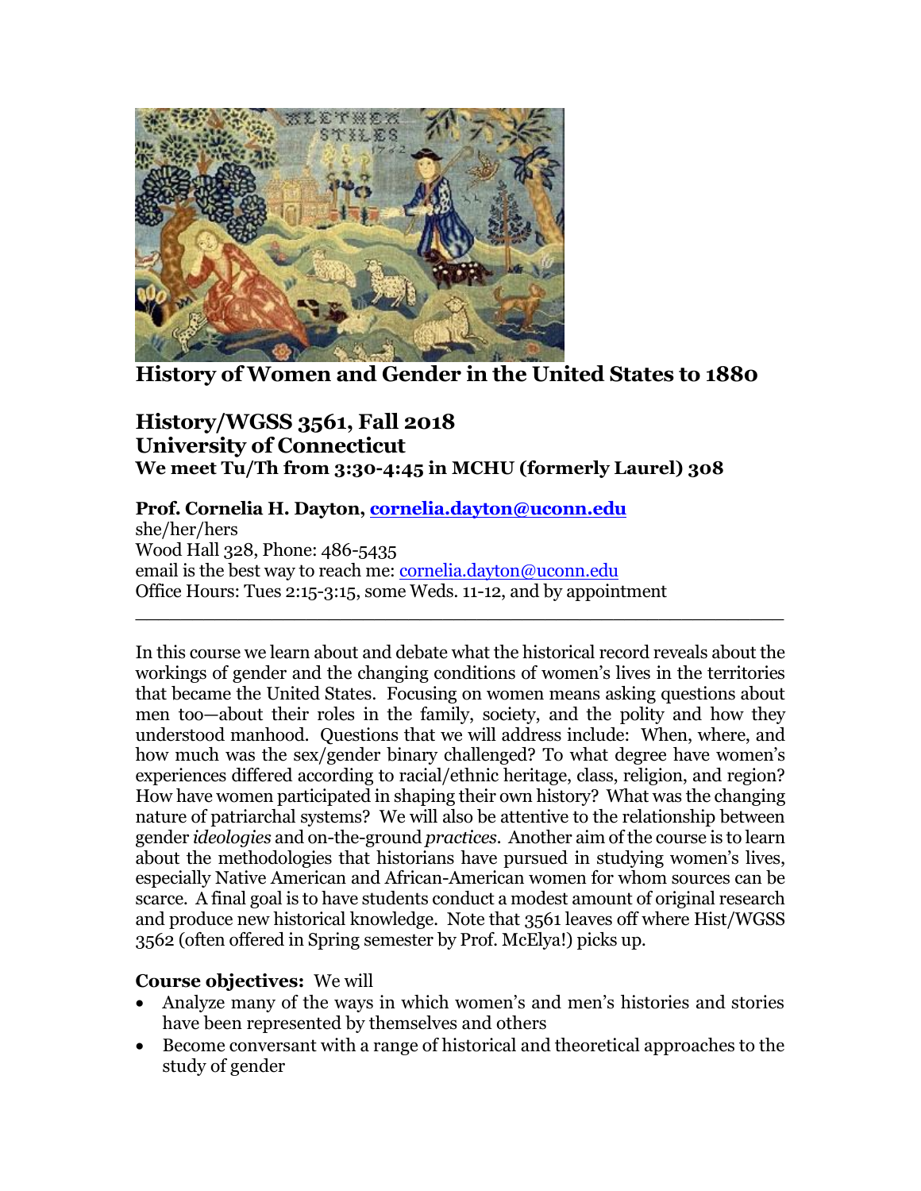# History of Women and Gender in the United States to 1880

## History/WGSS 3561, Fall 2018
## University of Connecticut

**We meet Tu/Th from 3:30-4:45 in MCHU (formerly Laurel) 308**

**Prof. Cornelia H. Dayton, cornelia.dayton@uconn.edu**
she/her/hers
Wood Hall 328, Phone: 486-5435
email is the best way to reach me: cornelia.dayton@uconn.edu
Office Hours: Tues 2:15-3:15, some Weds. 11-12, and by appointment

---

In this course we learn about and debate what the historical record reveals about the workings of gender and the changing conditions of women's lives in the territories that became the United States. Focusing on women means asking questions about men too—about their roles in the family, society, and the polity and how they understood manhood. Questions that we will address include: When, where, and how much was the sex/gender binary challenged? To what degree have women's experiences differed according to racial/ethnic heritage, class, religion, and region? How have women participated in shaping their own history? What was the changing nature of patriarchal systems? We will also be attentive to the relationship between gender *ideologies* and on-the-ground *practices*. Another aim of the course is to learn about the methodologies that historians have pursued in studying women's lives, especially Native American and African-American women for whom sources can be scarce. A final goal is to have students conduct a modest amount of original research and produce new historical knowledge. Note that 3561 leaves off where Hist/WGSS 3562 (often offered in Spring semester by Prof. McElya!) picks up.

**Course objectives:** We will

- Analyze many of the ways in which women's and men's histories and stories have been represented by themselves and others
- Become conversant with a range of historical and theoretical approaches to the study of gender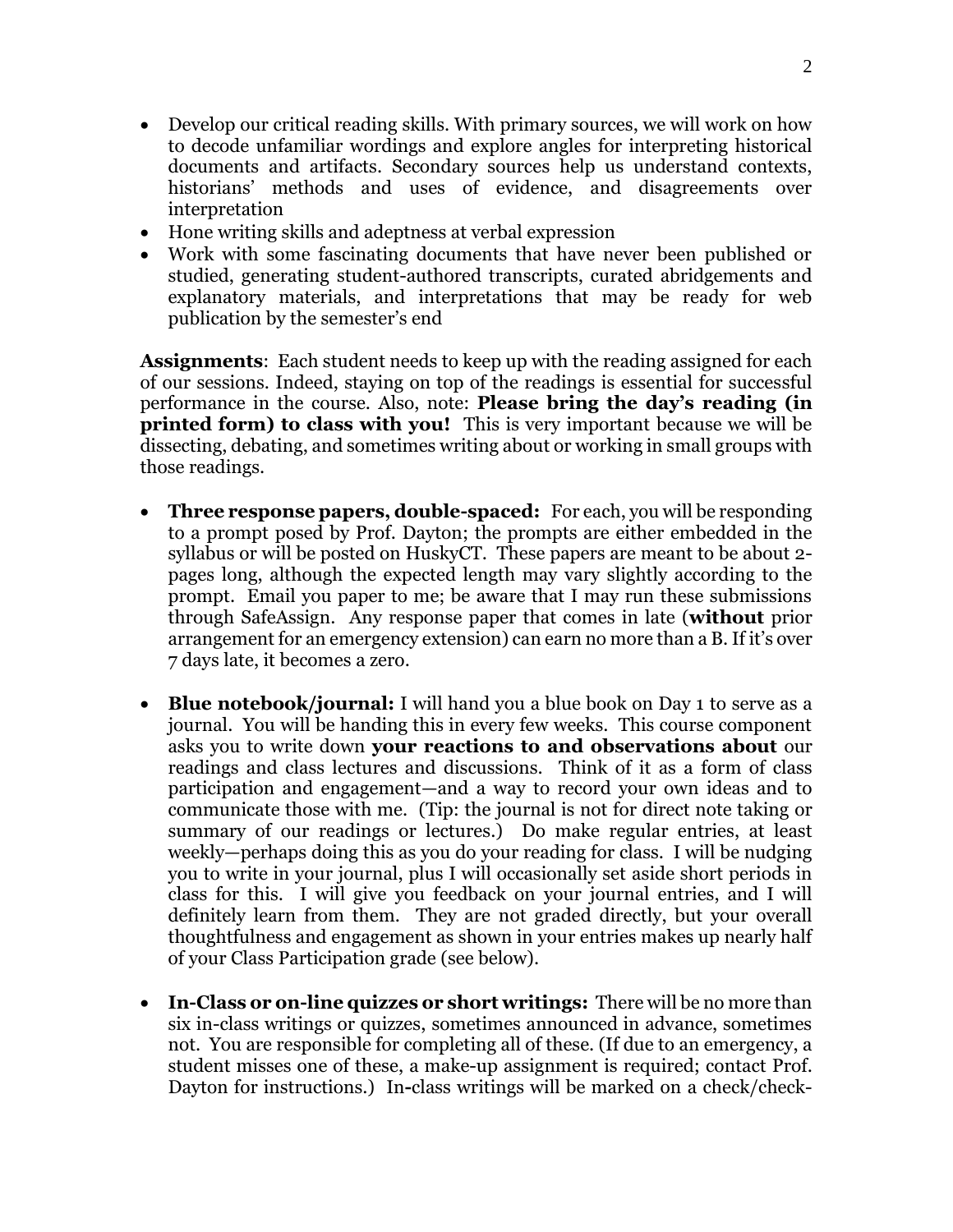- Develop our critical reading skills. With primary sources, we will work on how to decode unfamiliar wordings and explore angles for interpreting historical documents and artifacts. Secondary sources help us understand contexts, historians' methods and uses of evidence, and disagreements over interpretation
- Hone writing skills and adeptness at verbal expression
- Work with some fascinating documents that have never been published or studied, generating student-authored transcripts, curated abridgements and explanatory materials, and interpretations that may be ready for web publication by the semester's end

**Assignments**: Each student needs to keep up with the reading assigned for each of our sessions. Indeed, staying on top of the readings is essential for successful performance in the course. Also, note: **Please bring the day's reading (in printed form) to class with you!** This is very important because we will be dissecting, debating, and sometimes writing about or working in small groups with those readings.

- **Three response papers, double-spaced:** For each, you will be responding to a prompt posed by Prof. Dayton; the prompts are either embedded in the syllabus or will be posted on HuskyCT. These papers are meant to be about 2-pages long, although the expected length may vary slightly according to the prompt. Email you paper to me; be aware that I may run these submissions through SafeAssign. Any response paper that comes in late (**without** prior arrangement for an emergency extension) can earn no more than a B. If it's over 7 days late, it becomes a zero.

- **Blue notebook/journal:** I will hand you a blue book on Day 1 to serve as a journal. You will be handing this in every few weeks. This course component asks you to write down **your reactions to and observations about** our readings and class lectures and discussions. Think of it as a form of class participation and engagement—and a way to record your own ideas and to communicate those with me. (Tip: the journal is not for direct note taking or summary of our readings or lectures.) Do make regular entries, at least weekly—perhaps doing this as you do your reading for class. I will be nudging you to write in your journal, plus I will occasionally set aside short periods in class for this. I will give you feedback on your journal entries, and I will definitely learn from them. They are not graded directly, but your overall thoughtfulness and engagement as shown in your entries makes up nearly half of your Class Participation grade (see below).

- **In-Class or on-line quizzes or short writings:** There will be no more than six in-class writings or quizzes, sometimes announced in advance, sometimes not. You are responsible for completing all of these. (If due to an emergency, a student misses one of these, a make-up assignment is required; contact Prof. Dayton for instructions.) In-class writings will be marked on a check/check-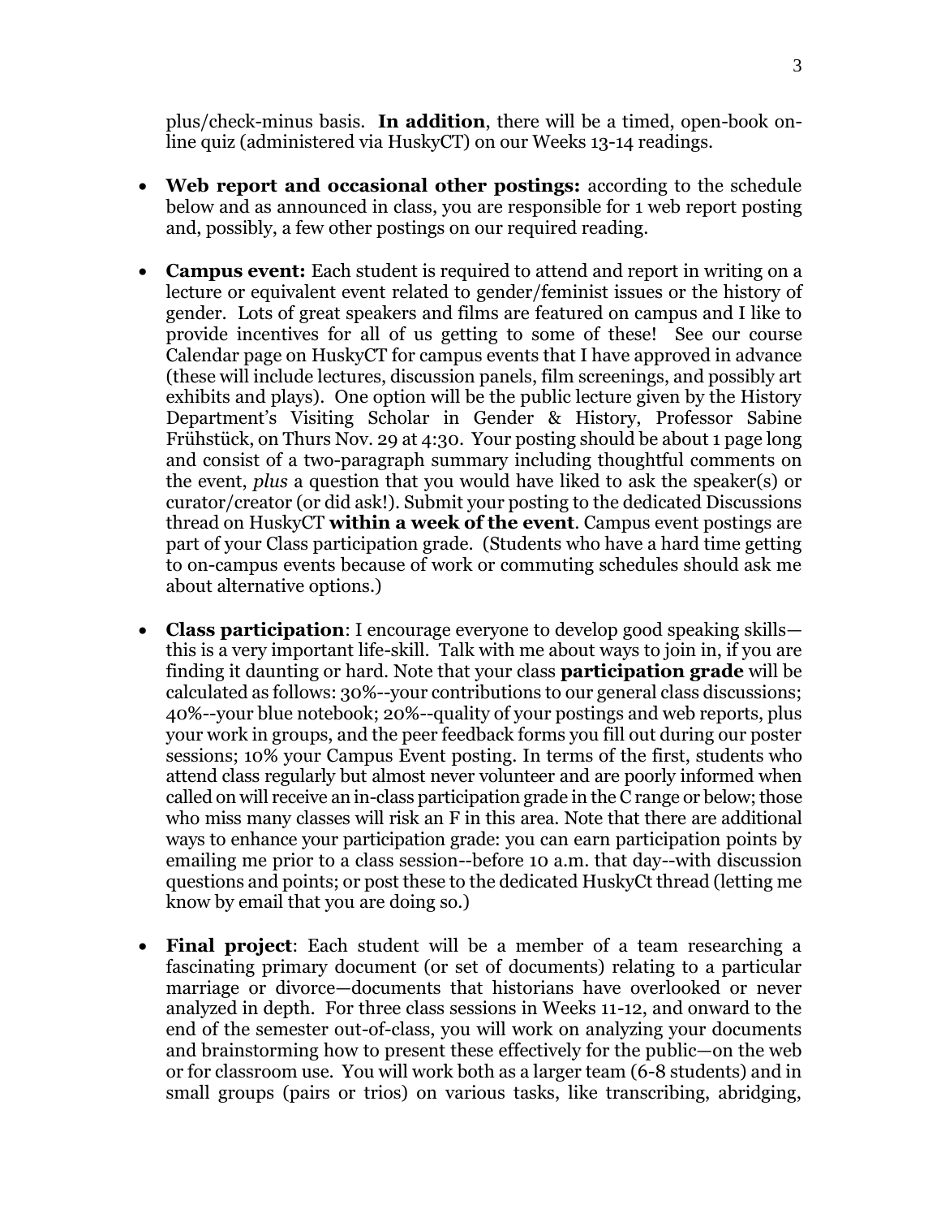plus/check-minus basis. **In addition**, there will be a timed, open-book on-line quiz (administered via HuskyCT) on our Weeks 13-14 readings.

- **Web report and occasional other postings:** according to the schedule below and as announced in class, you are responsible for 1 web report posting and, possibly, a few other postings on our required reading.

- **Campus event:** Each student is required to attend and report in writing on a lecture or equivalent event related to gender/feminist issues or the history of gender. Lots of great speakers and films are featured on campus and I like to provide incentives for all of us getting to some of these! See our course Calendar page on HuskyCT for campus events that I have approved in advance (these will include lectures, discussion panels, film screenings, and possibly art exhibits and plays). One option will be the public lecture given by the History Department's Visiting Scholar in Gender & History, Professor Sabine Frühstück, on Thurs Nov. 29 at 4:30. Your posting should be about 1 page long and consist of a two-paragraph summary including thoughtful comments on the event, *plus* a question that you would have liked to ask the speaker(s) or curator/creator (or did ask!). Submit your posting to the dedicated Discussions thread on HuskyCT **within a week of the event**. Campus event postings are part of your Class participation grade. (Students who have a hard time getting to on-campus events because of work or commuting schedules should ask me about alternative options.)

- **Class participation**: I encourage everyone to develop good speaking skills—this is a very important life-skill. Talk with me about ways to join in, if you are finding it daunting or hard. Note that your class **participation grade** will be calculated as follows: 30%--your contributions to our general class discussions; 40%--your blue notebook; 20%--quality of your postings and web reports, plus your work in groups, and the peer feedback forms you fill out during our poster sessions; 10% your Campus Event posting. In terms of the first, students who attend class regularly but almost never volunteer and are poorly informed when called on will receive an in-class participation grade in the C range or below; those who miss many classes will risk an F in this area. Note that there are additional ways to enhance your participation grade: you can earn participation points by emailing me prior to a class session--before 10 a.m. that day--with discussion questions and points; or post these to the dedicated HuskyCt thread (letting me know by email that you are doing so.)

- **Final project**: Each student will be a member of a team researching a fascinating primary document (or set of documents) relating to a particular marriage or divorce—documents that historians have overlooked or never analyzed in depth. For three class sessions in Weeks 11-12, and onward to the end of the semester out-of-class, you will work on analyzing your documents and brainstorming how to present these effectively for the public—on the web or for classroom use. You will work both as a larger team (6-8 students) and in small groups (pairs or trios) on various tasks, like transcribing, abridging,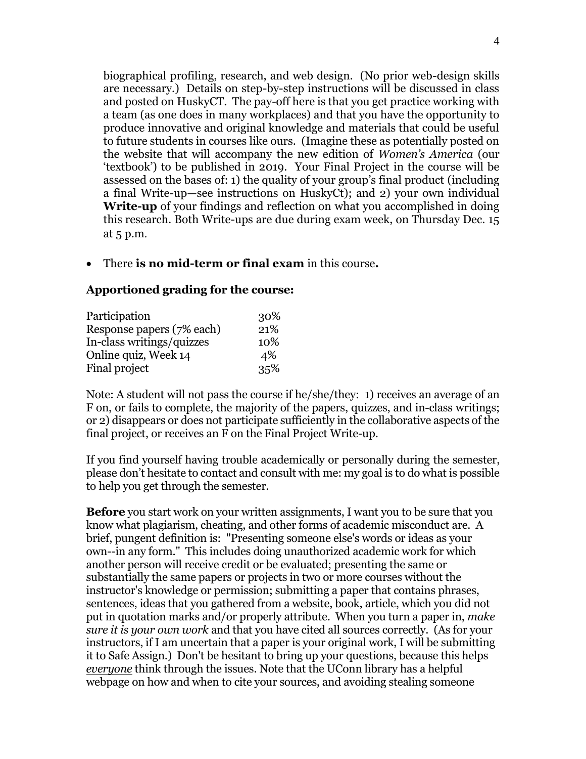biographical profiling, research, and web design. (No prior web-design skills are necessary.) Details on step-by-step instructions will be discussed in class and posted on HuskyCT. The pay-off here is that you get practice working with a team (as one does in many workplaces) and that you have the opportunity to produce innovative and original knowledge and materials that could be useful to future students in courses like ours. (Imagine these as potentially posted on the website that will accompany the new edition of *Women's America* (our 'textbook') to be published in 2019. Your Final Project in the course will be assessed on the bases of: 1) the quality of your group's final product (including a final Write-up—see instructions on HuskyCt); and 2) your own individual **Write-up** of your findings and reflection on what you accomplished in doing this research. Both Write-ups are due during exam week, on Thursday Dec. 15 at 5 p.m.

- There **is no mid-term or final exam** in this course**.**

**Apportioned grading for the course:**

| | |
|---|---|
| Participation | 30% |
| Response papers (7% each) | 21% |
| In-class writings/quizzes | 10% |
| Online quiz, Week 14 | 4% |
| Final project | 35% |

Note: A student will not pass the course if he/she/they: 1) receives an average of an F on, or fails to complete, the majority of the papers, quizzes, and in-class writings; or 2) disappears or does not participate sufficiently in the collaborative aspects of the final project, or receives an F on the Final Project Write-up.

If you find yourself having trouble academically or personally during the semester, please don't hesitate to contact and consult with me: my goal is to do what is possible to help you get through the semester.

**Before** you start work on your written assignments, I want you to be sure that you know what plagiarism, cheating, and other forms of academic misconduct are. A brief, pungent definition is: "Presenting someone else's words or ideas as your own--in any form." This includes doing unauthorized academic work for which another person will receive credit or be evaluated; presenting the same or substantially the same papers or projects in two or more courses without the instructor's knowledge or permission; submitting a paper that contains phrases, sentences, ideas that you gathered from a website, book, article, which you did not put in quotation marks and/or properly attribute. When you turn a paper in, *make sure it is your own work* and that you have cited all sources correctly. (As for your instructors, if I am uncertain that a paper is your original work, I will be submitting it to Safe Assign.) Don't be hesitant to bring up your questions, because this helps *everyone* think through the issues. Note that the UConn library has a helpful webpage on how and when to cite your sources, and avoiding stealing someone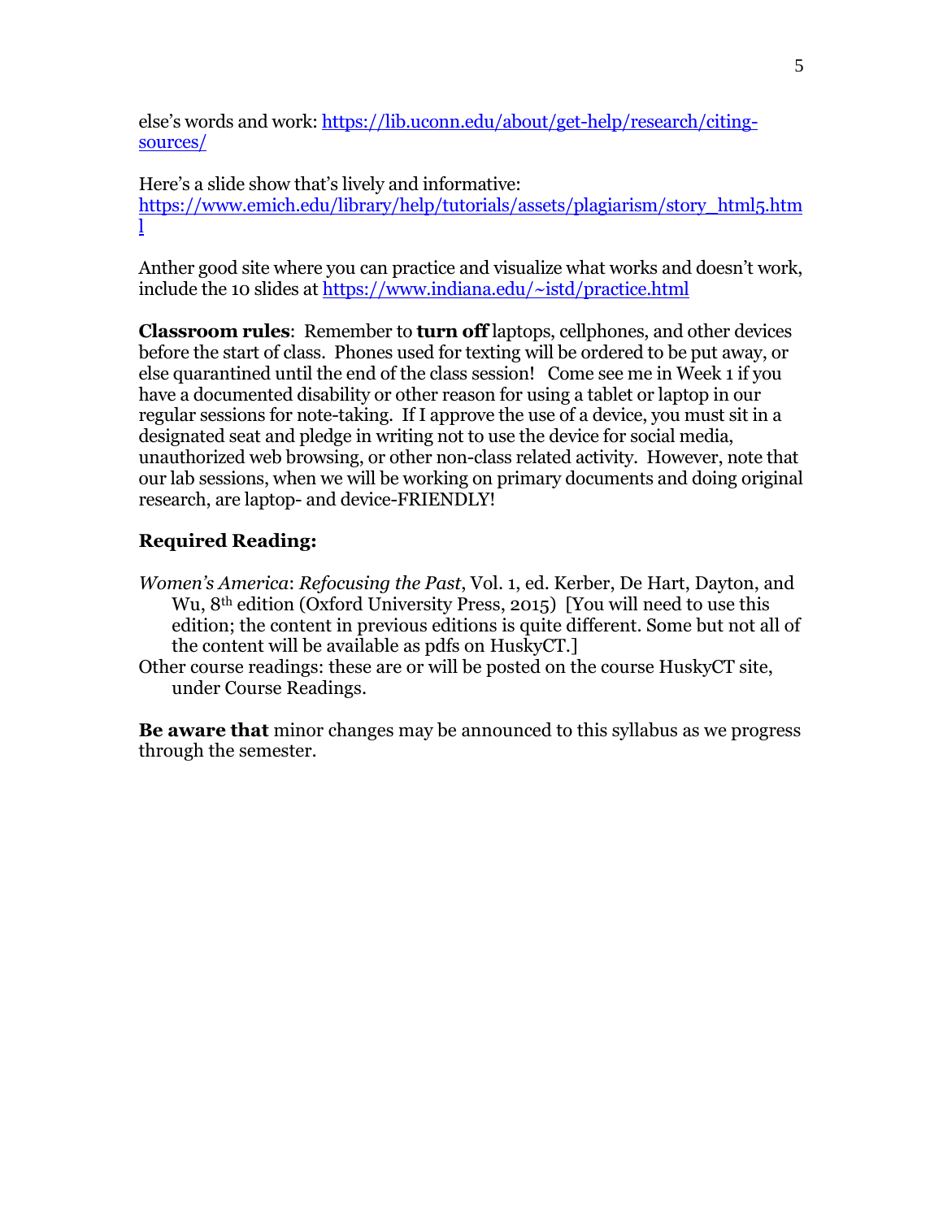else's words and work: https://lib.uconn.edu/about/get-help/research/citing-sources/

Here's a slide show that's lively and informative:
https://www.emich.edu/library/help/tutorials/assets/plagiarism/story_html5.html

Anther good site where you can practice and visualize what works and doesn't work, include the 10 slides at https://www.indiana.edu/~istd/practice.html

**Classroom rules**: Remember to **turn off** laptops, cellphones, and other devices before the start of class. Phones used for texting will be ordered to be put away, or else quarantined until the end of the class session! Come see me in Week 1 if you have a documented disability or other reason for using a tablet or laptop in our regular sessions for note-taking. If I approve the use of a device, you must sit in a designated seat and pledge in writing not to use the device for social media, unauthorized web browsing, or other non-class related activity. However, note that our lab sessions, when we will be working on primary documents and doing original research, are laptop- and device-FRIENDLY!

**Required Reading:**

*Women's America*: *Refocusing the Past*, Vol. 1, ed. Kerber, De Hart, Dayton, and Wu, 8th edition (Oxford University Press, 2015) [You will need to use this edition; the content in previous editions is quite different. Some but not all of the content will be available as pdfs on HuskyCT.]

Other course readings: these are or will be posted on the course HuskyCT site, under Course Readings.

**Be aware that** minor changes may be announced to this syllabus as we progress through the semester.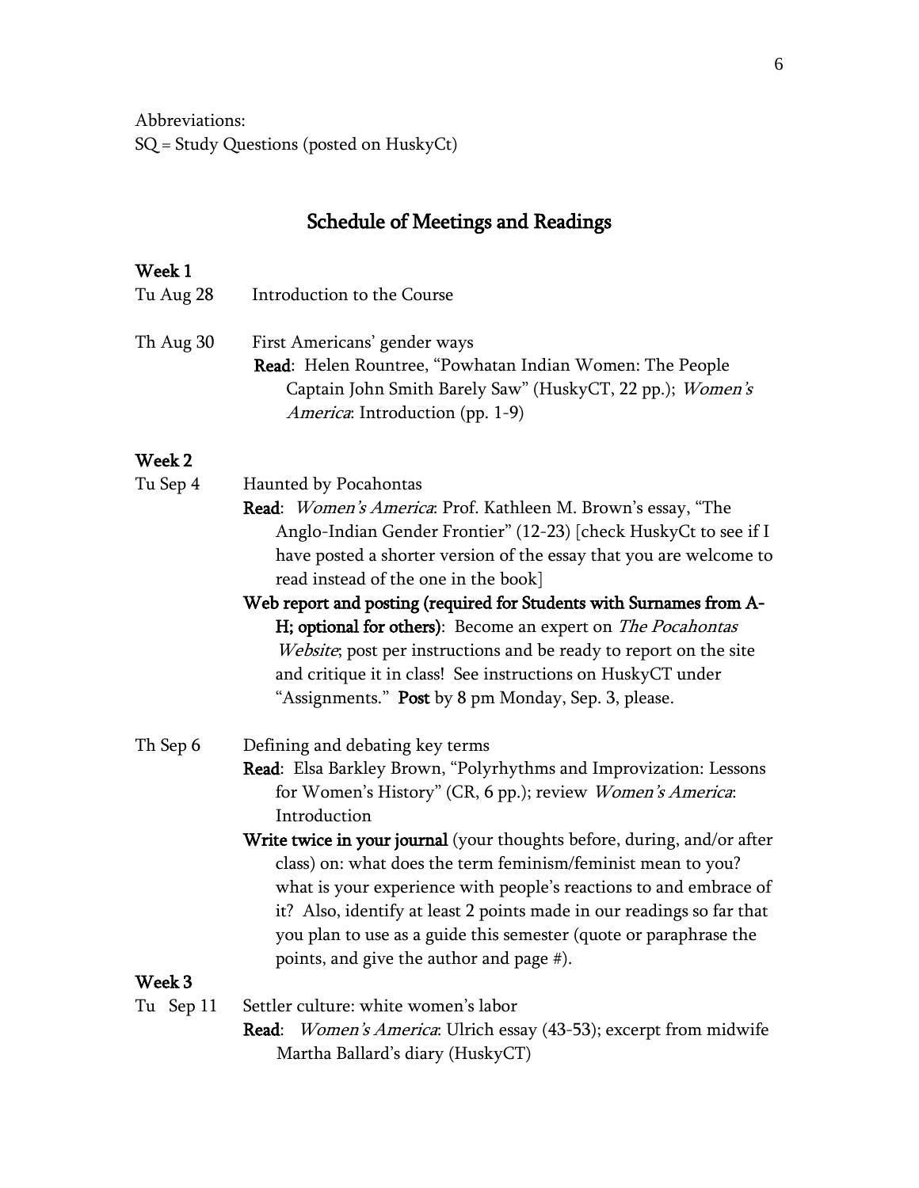Abbreviations:
SQ = Study Questions (posted on HuskyCt)

## Schedule of Meetings and Readings

### Week 1

**Tu Aug 28** Introduction to the Course

**Th Aug 30** First Americans' gender ways
**Read**: Helen Rountree, "Powhatan Indian Women: The People Captain John Smith Barely Saw" (HuskyCT, 22 pp.); *Women's America*: Introduction (pp. 1-9)

### Week 2

**Tu Sep 4** Haunted by Pocahontas
**Read**: *Women's America*: Prof. Kathleen M. Brown's essay, "The Anglo-Indian Gender Frontier" (12-23) [check HuskyCt to see if I have posted a shorter version of the essay that you are welcome to read instead of the one in the book]
**Web report and posting (required for Students with Surnames from A-H; optional for others)**: Become an expert on *The Pocahontas Website*; post per instructions and be ready to report on the site and critique it in class! See instructions on HuskyCT under "Assignments." **Post** by 8 pm Monday, Sep. 3, please.

**Th Sep 6** Defining and debating key terms
**Read**: Elsa Barkley Brown, "Polyrhythms and Improvization: Lessons for Women's History" (CR, 6 pp.); review *Women's America*: Introduction
**Write twice in your journal** (your thoughts before, during, and/or after class) on: what does the term feminism/feminist mean to you? what is your experience with people's reactions to and embrace of it? Also, identify at least 2 points made in our readings so far that you plan to use as a guide this semester (quote or paraphrase the points, and give the author and page #).

### Week 3

**Tu Sep 11** Settler culture: white women's labor
**Read**: *Women's America*: Ulrich essay (43-53); excerpt from midwife Martha Ballard's diary (HuskyCT)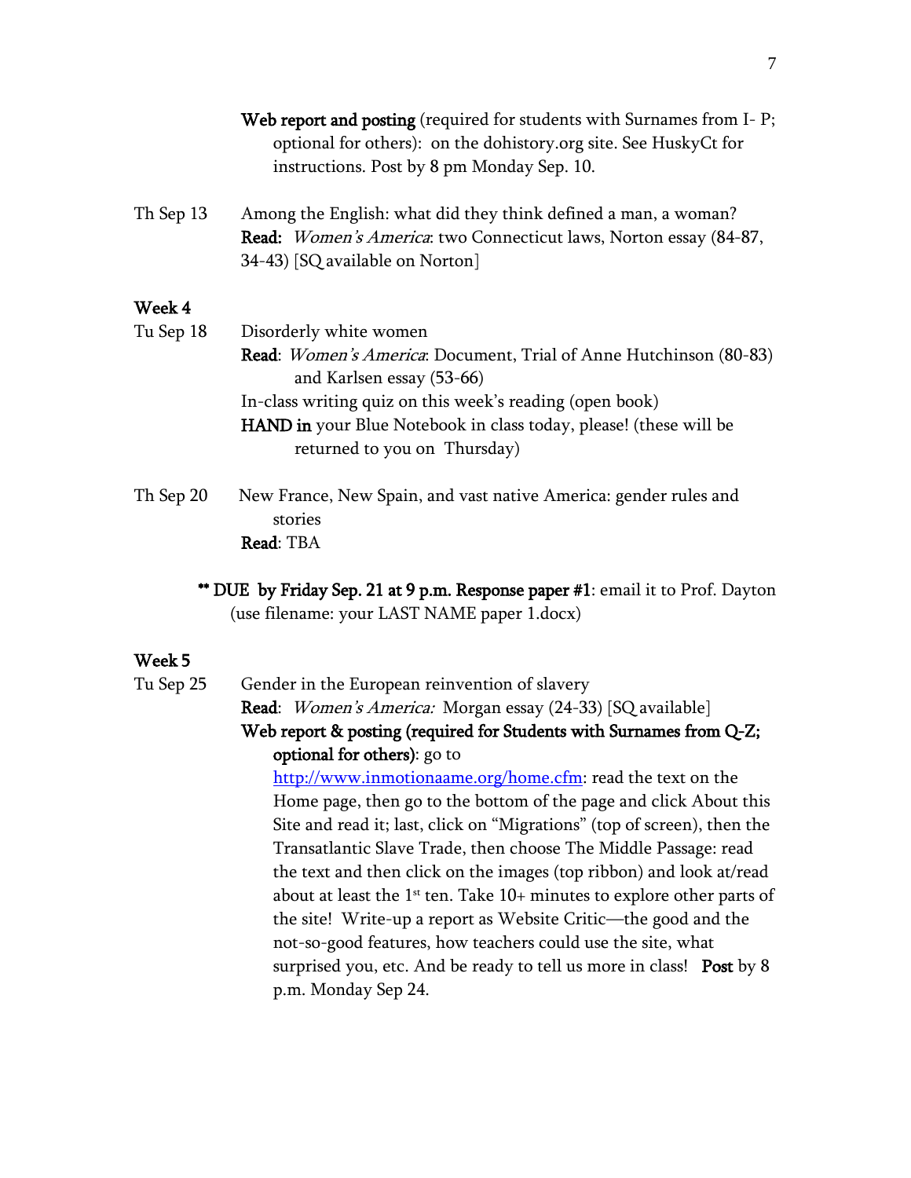**Web report and posting** (required for students with Surnames from I- P; optional for others): on the dohistory.org site. See HuskyCt for instructions. Post by 8 pm Monday Sep. 10.

Th Sep 13 Among the English: what did they think defined a man, a woman?
**Read:** *Women's America*: two Connecticut laws, Norton essay (84-87, 34-43) [SQ available on Norton]

### Week 4

Tu Sep 18 Disorderly white women
**Read**: *Women's America*: Document, Trial of Anne Hutchinson (80-83) and Karlsen essay (53-66)
In-class writing quiz on this week's reading (open book)
**HAND in** your Blue Notebook in class today, please! (these will be returned to you on Thursday)

Th Sep 20 New France, New Spain, and vast native America: gender rules and stories
**Read**: TBA

**\*\* DUE by Friday Sep. 21 at 9 p.m. Response paper #1**: email it to Prof. Dayton (use filename: your LAST NAME paper 1.docx)

### Week 5

Tu Sep 25 Gender in the European reinvention of slavery
**Read**: *Women's America:* Morgan essay (24-33) [SQ available]
**Web report & posting (required for Students with Surnames from Q-Z; optional for others)**: go to [http://www.inmotionaame.org/home.cfm](http://www.inmotionaame.org/home.cfm): read the text on the Home page, then go to the bottom of the page and click About this Site and read it; last, click on "Migrations" (top of screen), then the Transatlantic Slave Trade, then choose The Middle Passage: read the text and then click on the images (top ribbon) and look at/read about at least the 1st ten. Take 10+ minutes to explore other parts of the site! Write-up a report as Website Critic—the good and the not-so-good features, how teachers could use the site, what surprised you, etc. And be ready to tell us more in class! **Post** by 8 p.m. Monday Sep 24.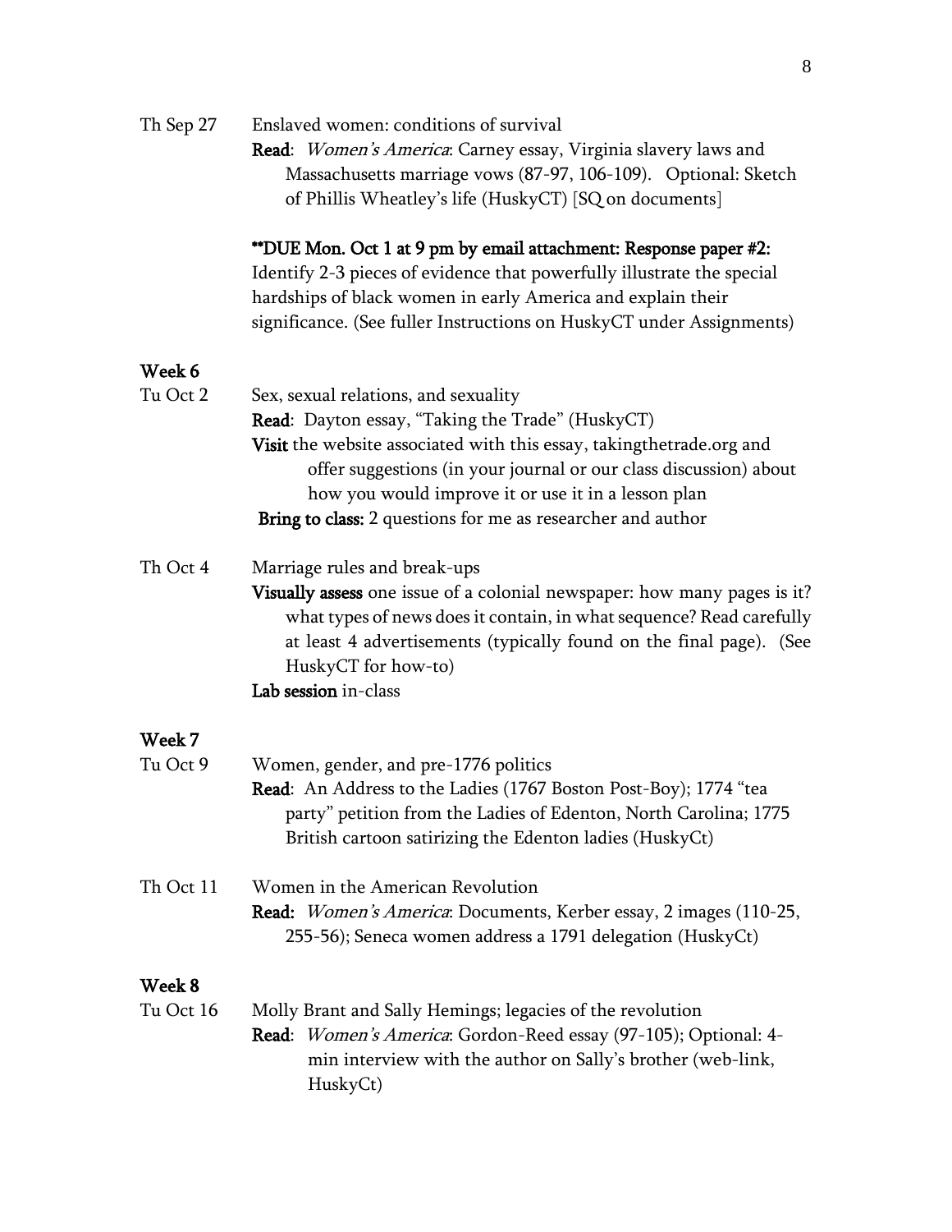Th Sep 27 Enslaved women: conditions of survival

**Read**: *Women's America*: Carney essay, Virginia slavery laws and Massachusetts marriage vows (87-97, 106-109). Optional: Sketch of Phillis Wheatley's life (HuskyCT) [SQ on documents]

**\*\*DUE Mon. Oct 1 at 9 pm by email attachment: Response paper #2:** Identify 2-3 pieces of evidence that powerfully illustrate the special hardships of black women in early America and explain their significance. (See fuller Instructions on HuskyCT under Assignments)

**Week 6**

Tu Oct 2 Sex, sexual relations, and sexuality

**Read**: Dayton essay, "Taking the Trade" (HuskyCT)

**Visit** the website associated with this essay, takingthetrade.org and offer suggestions (in your journal or our class discussion) about how you would improve it or use it in a lesson plan

**Bring to class:** 2 questions for me as researcher and author

Th Oct 4 Marriage rules and break-ups

**Visually assess** one issue of a colonial newspaper: how many pages is it? what types of news does it contain, in what sequence? Read carefully at least 4 advertisements (typically found on the final page). (See HuskyCT for how-to)

**Lab session** in-class

**Week 7**

Tu Oct 9 Women, gender, and pre-1776 politics

**Read**: An Address to the Ladies (1767 Boston Post-Boy); 1774 "tea party" petition from the Ladies of Edenton, North Carolina; 1775 British cartoon satirizing the Edenton ladies (HuskyCt)

Th Oct 11 Women in the American Revolution

**Read:** *Women's America*: Documents, Kerber essay, 2 images (110-25, 255-56); Seneca women address a 1791 delegation (HuskyCt)

**Week 8**

Tu Oct 16 Molly Brant and Sally Hemings; legacies of the revolution

**Read**: *Women's America*: Gordon-Reed essay (97-105); Optional: 4-min interview with the author on Sally's brother (web-link, HuskyCt)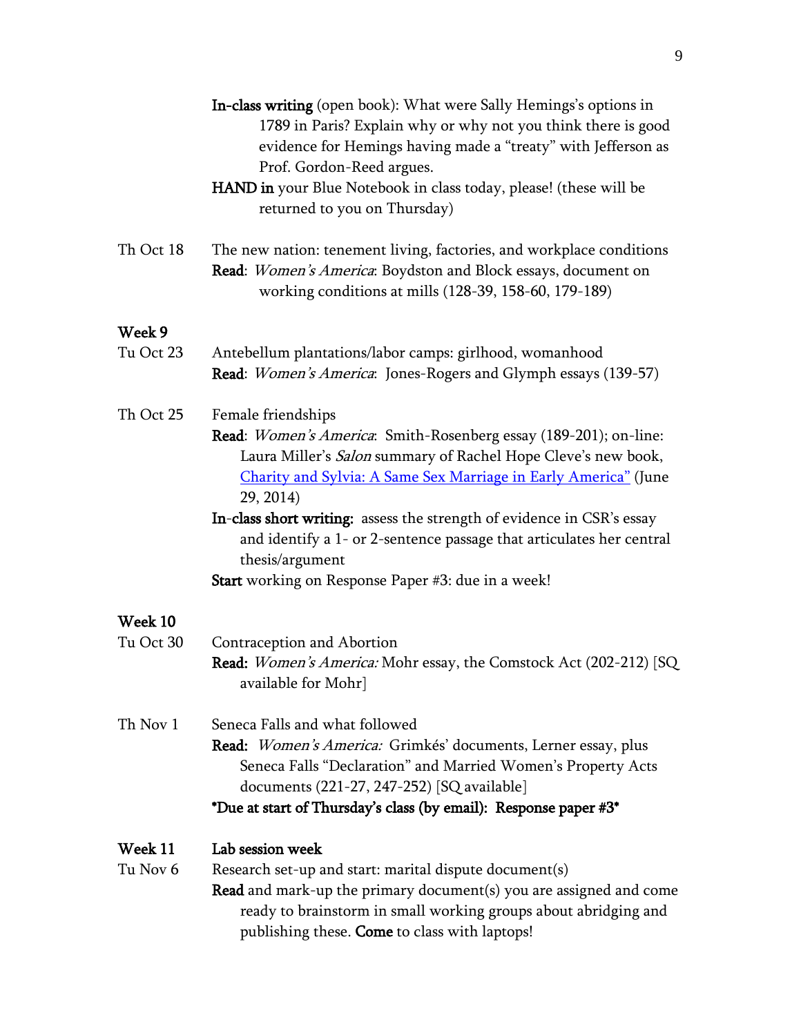**In-class writing** (open book): What were Sally Hemings's options in 1789 in Paris? Explain why or why not you think there is good evidence for Hemings having made a "treaty" with Jefferson as Prof. Gordon-Reed argues.

**HAND in** your Blue Notebook in class today, please! (these will be returned to you on Thursday)

Th Oct 18 The new nation: tenement living, factories, and workplace conditions
**Read**: *Women's America*: Boydston and Block essays, document on working conditions at mills (128-39, 158-60, 179-189)

**Week 9**

Tu Oct 23 Antebellum plantations/labor camps: girlhood, womanhood
**Read**: *Women's America*: Jones-Rogers and Glymph essays (139-57)

Th Oct 25 Female friendships
**Read**: *Women's America*: Smith-Rosenberg essay (189-201); on-line: Laura Miller's *Salon* summary of Rachel Hope Cleve's new book, Charity and Sylvia: A Same Sex Marriage in Early America" (June 29, 2014)

**In-class short writing:** assess the strength of evidence in CSR's essay and identify a 1- or 2-sentence passage that articulates her central thesis/argument

**Start** working on Response Paper #3: due in a week!

**Week 10**

Tu Oct 30 Contraception and Abortion
**Read:** *Women's America:* Mohr essay, the Comstock Act (202-212) [SQ available for Mohr]

Th Nov 1 Seneca Falls and what followed
**Read:** *Women's America:* Grimkés' documents, Lerner essay, plus Seneca Falls "Declaration" and Married Women's Property Acts documents (221-27, 247-252) [SQ available]

**\*Due at start of Thursday's class (by email): Response paper #3\***

**Week 11 Lab session week**

Tu Nov 6 Research set-up and start: marital dispute document(s)
**Read** and mark-up the primary document(s) you are assigned and come ready to brainstorm in small working groups about abridging and publishing these. **Come** to class with laptops!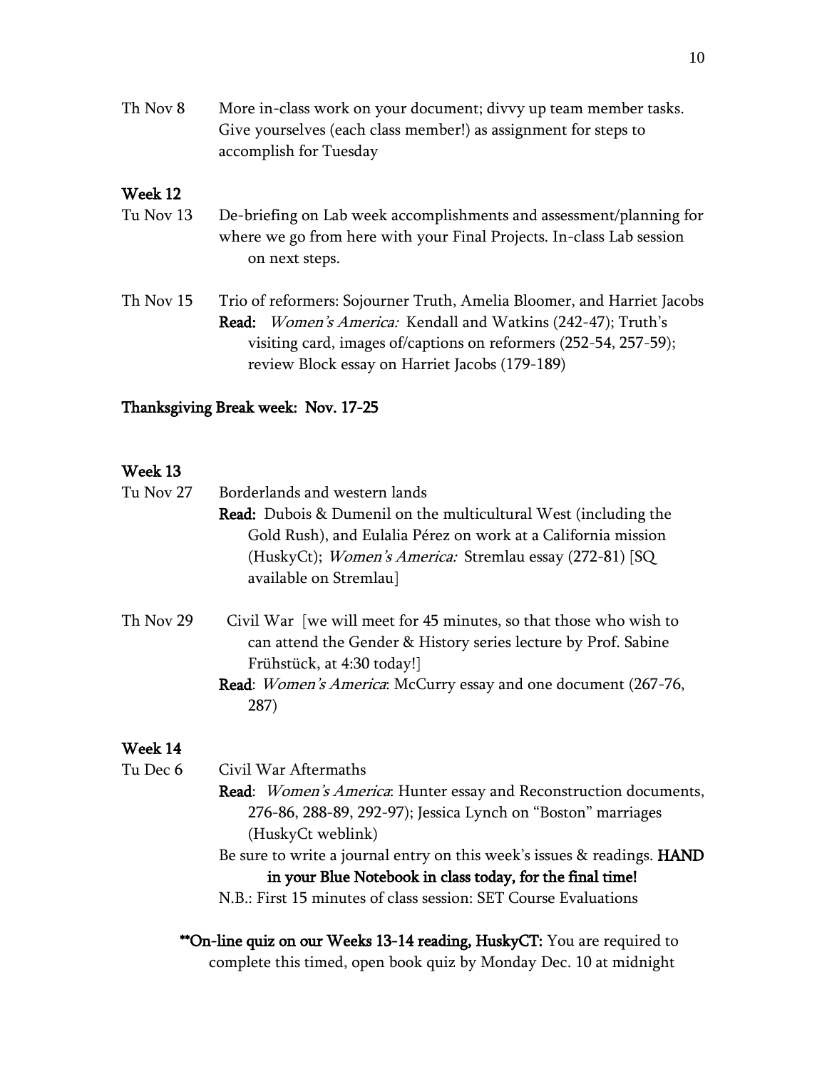Th Nov 8 More in-class work on your document; divvy up team member tasks. Give yourselves (each class member!) as assignment for steps to accomplish for Tuesday

**Week 12**

Tu Nov 13 De-briefing on Lab week accomplishments and assessment/planning for where we go from here with your Final Projects. In-class Lab session on next steps.

Th Nov 15 Trio of reformers: Sojourner Truth, Amelia Bloomer, and Harriet Jacobs
**Read:** *Women's America:* Kendall and Watkins (242-47); Truth's visiting card, images of/captions on reformers (252-54, 257-59); review Block essay on Harriet Jacobs (179-189)

**Thanksgiving Break week: Nov. 17-25**

**Week 13**

Tu Nov 27 Borderlands and western lands
**Read:** Dubois & Dumenil on the multicultural West (including the Gold Rush), and Eulalia Pérez on work at a California mission (HuskyCt); *Women's America:* Stremlau essay (272-81) [SQ available on Stremlau]

Th Nov 29 Civil War [we will meet for 45 minutes, so that those who wish to can attend the Gender & History series lecture by Prof. Sabine Frühstück, at 4:30 today!]
**Read**: *Women's America*: McCurry essay and one document (267-76, 287)

**Week 14**

Tu Dec 6 Civil War Aftermaths
**Read**: *Women's America*: Hunter essay and Reconstruction documents, 276-86, 288-89, 292-97); Jessica Lynch on "Boston" marriages (HuskyCt weblink)
Be sure to write a journal entry on this week's issues & readings. **HAND in your Blue Notebook in class today, for the final time!**
N.B.: First 15 minutes of class session: SET Course Evaluations

**\*\*On-line quiz on our Weeks 13-14 reading, HuskyCT:** You are required to complete this timed, open book quiz by Monday Dec. 10 at midnight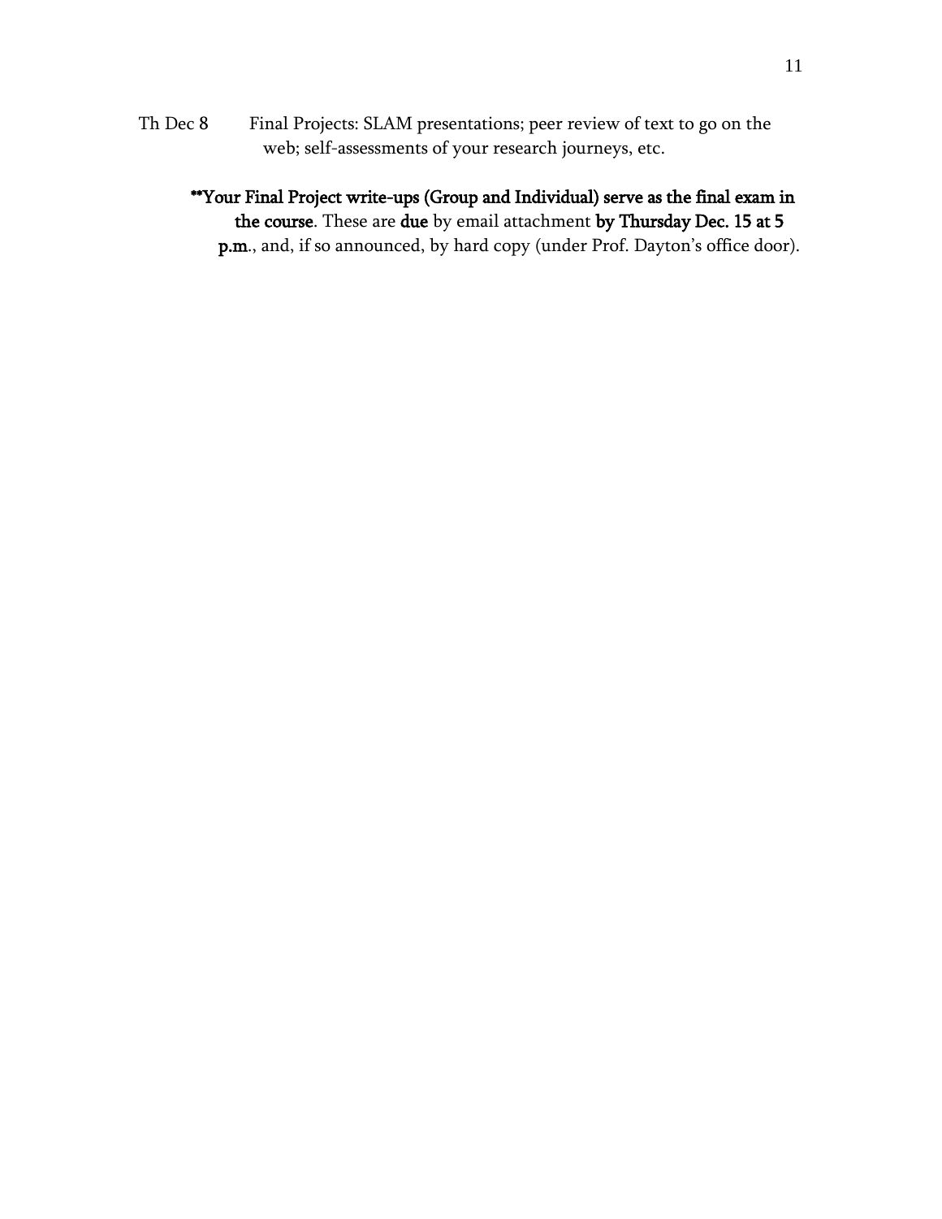Th Dec **8** Final Projects: SLAM presentations; peer review of text to go on the web; self-assessments of your research journeys, etc.

**\*\*Your Final Project write-ups (Group and Individual) serve as the final exam in the course**. These are **due** by email attachment **by Thursday Dec. 15 at 5 p.m**., and, if so announced, by hard copy (under Prof. Dayton's office door).